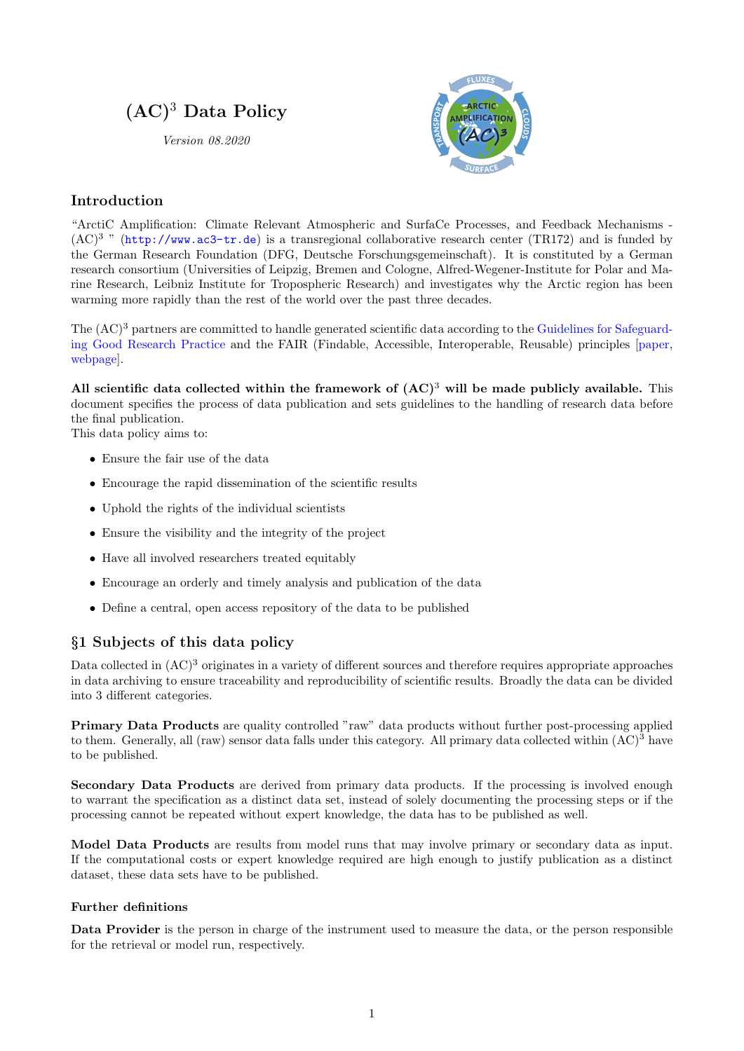# (AC)$^3$ Data Policy

*Version 08.2020*

## Introduction

"ArctiC Amplification: Climate Relevant Atmospheric and SurfaCe Processes, and Feedback Mechanisms - (AC)$^3$ " (http://www.ac3-tr.de) is a transregional collaborative research center (TR172) and is funded by the German Research Foundation (DFG, Deutsche Forschungsgemeinschaft). It is constituted by a German research consortium (Universities of Leipzig, Bremen and Cologne, Alfred-Wegener-Institute for Polar and Marine Research, Leibniz Institute for Tropospheric Research) and investigates why the Arctic region has been warming more rapidly than the rest of the world over the past three decades.

The (AC)$^3$ partners are committed to handle generated scientific data according to the Guidelines for Safeguarding Good Research Practice and the FAIR (Findable, Accessible, Interoperable, Reusable) principles [paper, webpage].

**All scientific data collected within the framework of (AC)$^3$ will be made publicly available.** This document specifies the process of data publication and sets guidelines to the handling of research data before the final publication.
This data policy aims to:

- Ensure the fair use of the data
- Encourage the rapid dissemination of the scientific results
- Uphold the rights of the individual scientists
- Ensure the visibility and the integrity of the project
- Have all involved researchers treated equitably
- Encourage an orderly and timely analysis and publication of the data
- Define a central, open access repository of the data to be published

## §1 Subjects of this data policy

Data collected in (AC)$^3$ originates in a variety of different sources and therefore requires appropriate approaches in data archiving to ensure traceability and reproducibility of scientific results. Broadly the data can be divided into 3 different categories.

**Primary Data Products** are quality controlled "raw" data products without further post-processing applied to them. Generally, all (raw) sensor data falls under this category. All primary data collected within (AC)$^3$ have to be published.

**Secondary Data Products** are derived from primary data products. If the processing is involved enough to warrant the specification as a distinct data set, instead of solely documenting the processing steps or if the processing cannot be repeated without expert knowledge, the data has to be published as well.

**Model Data Products** are results from model runs that may involve primary or secondary data as input. If the computational costs or expert knowledge required are high enough to justify publication as a distinct dataset, these data sets have to be published.

### Further definitions

**Data Provider** is the person in charge of the instrument used to measure the data, or the person responsible for the retrieval or model run, respectively.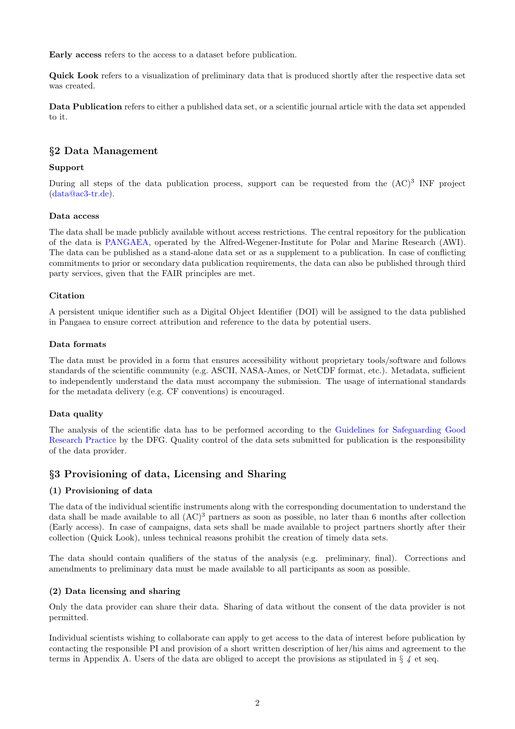**Early access** refers to the access to a dataset before publication.

**Quick Look** refers to a visualization of preliminary data that is produced shortly after the respective data set was created.

**Data Publication** refers to either a published data set, or a scientific journal article with the data set appended to it.

## §2 Data Management

### Support

During all steps of the data publication process, support can be requested from the (AC)$^3$ INF project (data@ac3-tr.de).

### Data access

The data shall be made publicly available without access restrictions. The central repository for the publication of the data is PANGAEA, operated by the Alfred-Wegener-Institute for Polar and Marine Research (AWI). The data can be published as a stand-alone data set or as a supplement to a publication. In case of conflicting commitments to prior or secondary data publication requirements, the data can also be published through third party services, given that the FAIR principles are met.

### Citation

A persistent unique identifier such as a Digital Object Identifier (DOI) will be assigned to the data published in Pangaea to ensure correct attribution and reference to the data by potential users.

### Data formats

The data must be provided in a form that ensures accessibility without proprietary tools/software and follows standards of the scientific community (e.g. ASCII, NASA-Ames, or NetCDF format, etc.). Metadata, sufficient to independently understand the data must accompany the submission. The usage of international standards for the metadata delivery (e.g. CF conventions) is encouraged.

### Data quality

The analysis of the scientific data has to be performed according to the Guidelines for Safeguarding Good Research Practice by the DFG. Quality control of the data sets submitted for publication is the responsibility of the data provider.

## §3 Provisioning of data, Licensing and Sharing

### (1) Provisioning of data

The data of the individual scientific instruments along with the corresponding documentation to understand the data shall be made available to all (AC)$^3$ partners as soon as possible, no later than 6 months after collection (Early access). In case of campaigns, data sets shall be made available to project partners shortly after their collection (Quick Look), unless technical reasons prohibit the creation of timely data sets.

The data should contain qualifiers of the status of the analysis (e.g. preliminary, final). Corrections and amendments to preliminary data must be made available to all participants as soon as possible.

### (2) Data licensing and sharing

Only the data provider can share their data. Sharing of data without the consent of the data provider is not permitted.

Individual scientists wishing to collaborate can apply to get access to the data of interest before publication by contacting the responsible PI and provision of a short written description of her/his aims and agreement to the terms in Appendix A. Users of the data are obliged to accept the provisions as stipulated in *§ 4* et seq.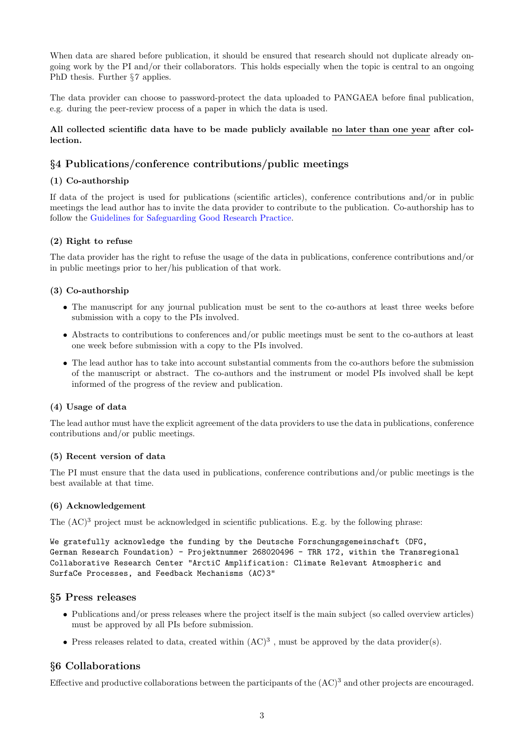When data are shared before publication, it should be ensured that research should not duplicate already ongoing work by the PI and/or their collaborators. This holds especially when the topic is central to an ongoing PhD thesis. Further §7 applies.

The data provider can choose to password-protect the data uploaded to PANGAEA before final publication, e.g. during the peer-review process of a paper in which the data is used.

**All collected scientific data have to be made publicly available no later than one year after collection.**

## §4 Publications/conference contributions/public meetings

### (1) Co-authorship

If data of the project is used for publications (scientific articles), conference contributions and/or in public meetings the lead author has to invite the data provider to contribute to the publication. Co-authorship has to follow the Guidelines for Safeguarding Good Research Practice.

### (2) Right to refuse

The data provider has the right to refuse the usage of the data in publications, conference contributions and/or in public meetings prior to her/his publication of that work.

### (3) Co-authorship

- The manuscript for any journal publication must be sent to the co-authors at least three weeks before submission with a copy to the PIs involved.
- Abstracts to contributions to conferences and/or public meetings must be sent to the co-authors at least one week before submission with a copy to the PIs involved.
- The lead author has to take into account substantial comments from the co-authors before the submission of the manuscript or abstract. The co-authors and the instrument or model PIs involved shall be kept informed of the progress of the review and publication.

### (4) Usage of data

The lead author must have the explicit agreement of the data providers to use the data in publications, conference contributions and/or public meetings.

### (5) Recent version of data

The PI must ensure that the data used in publications, conference contributions and/or public meetings is the best available at that time.

### (6) Acknowledgement

The $(AC)^3$ project must be acknowledged in scientific publications. E.g. by the following phrase:

```
We gratefully acknowledge the funding by the Deutsche Forschungsgemeinschaft (DFG,
German Research Foundation) - Projektnummer 268020496 - TRR 172, within the Transregional
Collaborative Research Center "ArctiC Amplification: Climate Relevant Atmospheric and
SurfaCe Processes, and Feedback Mechanisms (AC)3"
```

## §5 Press releases

- Publications and/or press releases where the project itself is the main subject (so called overview articles) must be approved by all PIs before submission.
- Press releases related to data, created within $(AC)^3$ , must be approved by the data provider(s).

## §6 Collaborations

Effective and productive collaborations between the participants of the $(AC)^3$ and other projects are encouraged.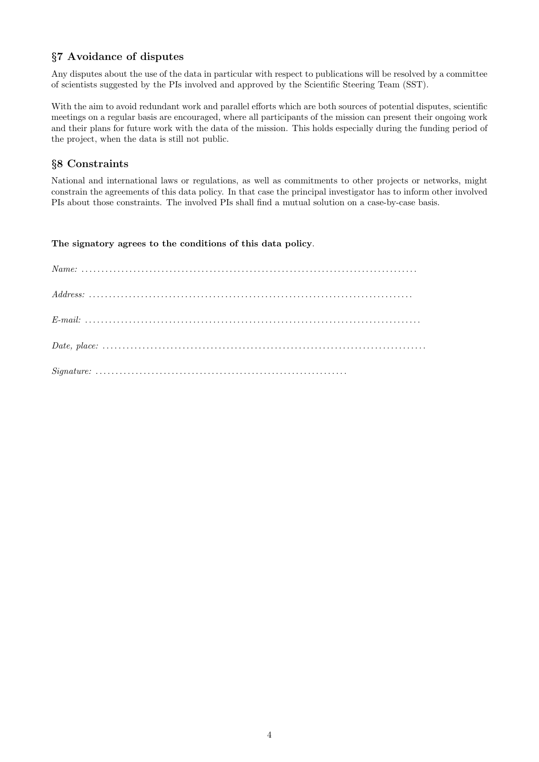## §7 Avoidance of disputes

Any disputes about the use of the data in particular with respect to publications will be resolved by a committee of scientists suggested by the PIs involved and approved by the Scientific Steering Team (SST).

With the aim to avoid redundant work and parallel efforts which are both sources of potential disputes, scientific meetings on a regular basis are encouraged, where all participants of the mission can present their ongoing work and their plans for future work with the data of the mission. This holds especially during the funding period of the project, when the data is still not public.

## §8 Constraints

National and international laws or regulations, as well as commitments to other projects or networks, might constrain the agreements of this data policy. In that case the principal investigator has to inform other involved PIs about those constraints. The involved PIs shall find a mutual solution on a case-by-case basis.

**The signatory agrees to the conditions of this data policy**.

*Name:* ...........................................................................................

*Address:* .......................................................................................

*E-mail:* ..........................................................................................

*Date, place:* ....................................................................................

*Signature:* .....................................................................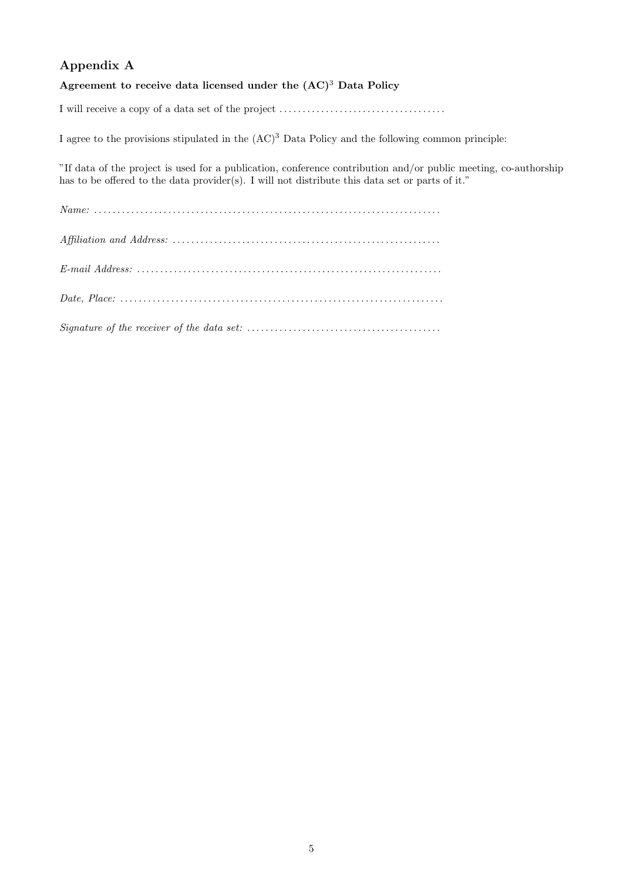## Appendix A

### Agreement to receive data licensed under the $(AC)^3$ Data Policy

I will receive a copy of a data set of the project ...................................

I agree to the provisions stipulated in the $(AC)^3$ Data Policy and the following common principle:

"If data of the project is used for a publication, conference contribution and/or public meeting, co-authorship has to be offered to the data provider(s). I will not distribute this data set or parts of it."

*Name:* ..........................................................................

*Affiliation and Address:* .........................................................

*E-mail Address:* .................................................................

*Date, Place:* .....................................................................

*Signature of the receiver of the data set:* ..........................................